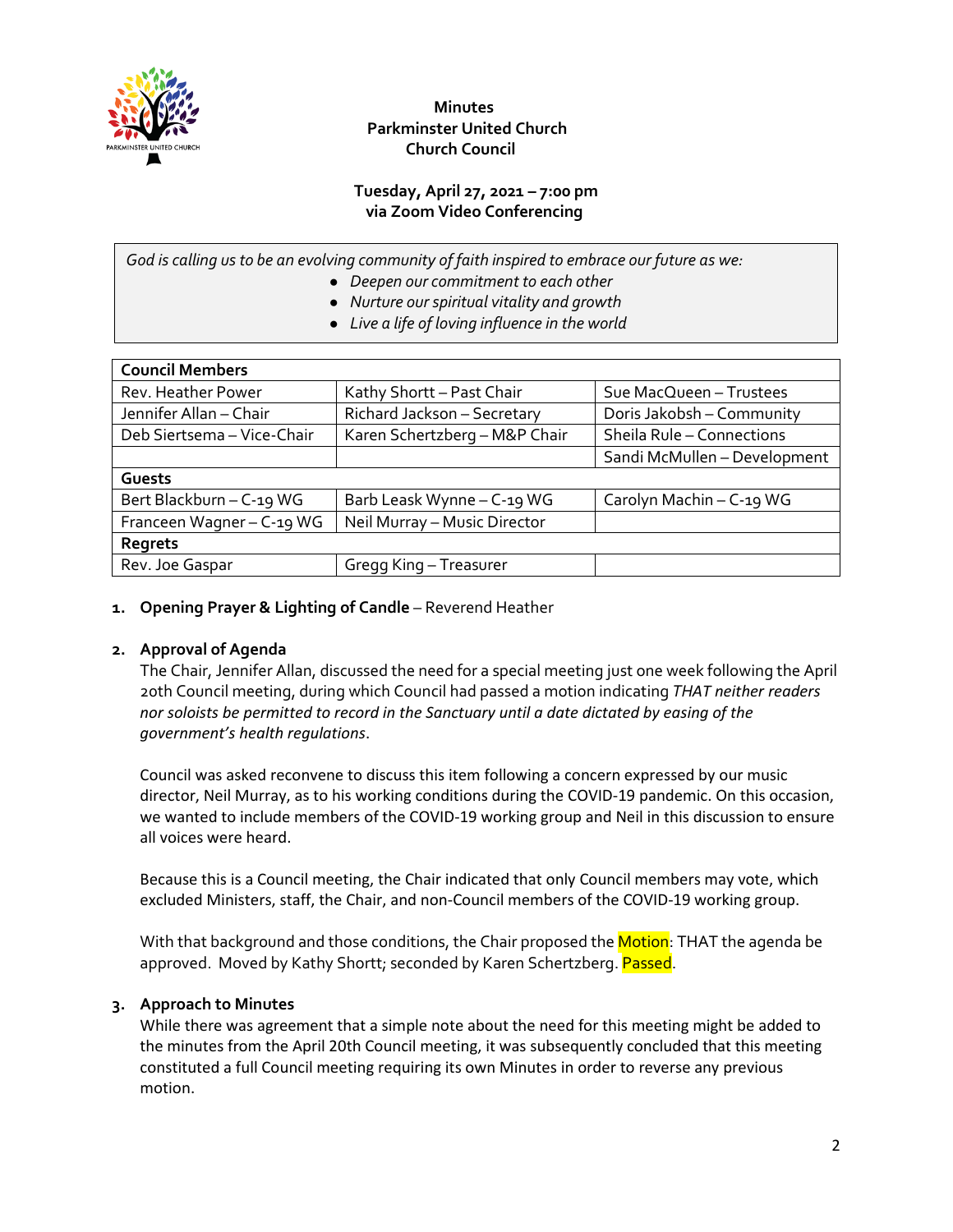**Minutes**
**Parkminster United Church**
**Church Council**

**Tuesday, April 27, 2021 – 7:00 pm**
**via Zoom Video Conferencing**

*God is calling us to be an evolving community of faith inspired to embrace our future as we:*

- *Deepen our commitment to each other*
- *Nurture our spiritual vitality and growth*
- *Live a life of loving influence in the world*

| **Council Members** | | |
|---|---|---|
| Rev. Heather Power | Kathy Shortt – Past Chair | Sue MacQueen – Trustees |
| Jennifer Allan – Chair | Richard Jackson – Secretary | Doris Jakobsh – Community |
| Deb Siertsema – Vice-Chair | Karen Schertzberg – M&P Chair | Sheila Rule – Connections |
| | | Sandi McMullen – Development |
| **Guests** | | |
| Bert Blackburn – C-19 WG | Barb Leask Wynne – C-19 WG | Carolyn Machin – C-19 WG |
| Franceen Wagner – C-19 WG | Neil Murray – Music Director | |
| **Regrets** | | |
| Rev. Joe Gaspar | Gregg King – Treasurer | |

1. **Opening Prayer & Lighting of Candle** – Reverend Heather

2. **Approval of Agenda**
   The Chair, Jennifer Allan, discussed the need for a special meeting just one week following the April 20th Council meeting, during which Council had passed a motion indicating *THAT neither readers nor soloists be permitted to record in the Sanctuary until a date dictated by easing of the government's health regulations*.

   Council was asked reconvene to discuss this item following a concern expressed by our music director, Neil Murray, as to his working conditions during the COVID-19 pandemic. On this occasion, we wanted to include members of the COVID-19 working group and Neil in this discussion to ensure all voices were heard.

   Because this is a Council meeting, the Chair indicated that only Council members may vote, which excluded Ministers, staff, the Chair, and non-Council members of the COVID-19 working group.

   With that background and those conditions, the Chair proposed the Motion: THAT the agenda be approved. Moved by Kathy Shortt; seconded by Karen Schertzberg. Passed.

3. **Approach to Minutes**
   While there was agreement that a simple note about the need for this meeting might be added to the minutes from the April 20th Council meeting, it was subsequently concluded that this meeting constituted a full Council meeting requiring its own Minutes in order to reverse any previous motion.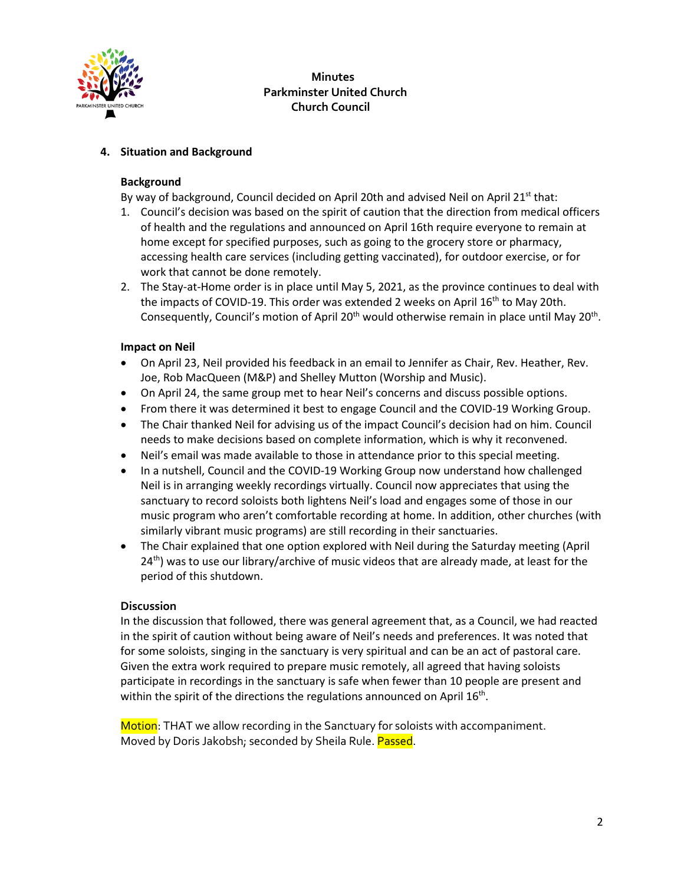# Minutes
# Parkminster United Church
# Church Council

## 4. Situation and Background

### Background

By way of background, Council decided on April 20th and advised Neil on April 21st that:

1. Council's decision was based on the spirit of caution that the direction from medical officers of health and the regulations and announced on April 16th require everyone to remain at home except for specified purposes, such as going to the grocery store or pharmacy, accessing health care services (including getting vaccinated), for outdoor exercise, or for work that cannot be done remotely.
2. The Stay-at-Home order is in place until May 5, 2021, as the province continues to deal with the impacts of COVID-19. This order was extended 2 weeks on April 16th to May 20th. Consequently, Council's motion of April 20th would otherwise remain in place until May 20th.

### Impact on Neil

- On April 23, Neil provided his feedback in an email to Jennifer as Chair, Rev. Heather, Rev. Joe, Rob MacQueen (M&P) and Shelley Mutton (Worship and Music).
- On April 24, the same group met to hear Neil's concerns and discuss possible options.
- From there it was determined it best to engage Council and the COVID-19 Working Group.
- The Chair thanked Neil for advising us of the impact Council's decision had on him. Council needs to make decisions based on complete information, which is why it reconvened.
- Neil's email was made available to those in attendance prior to this special meeting.
- In a nutshell, Council and the COVID-19 Working Group now understand how challenged Neil is in arranging weekly recordings virtually. Council now appreciates that using the sanctuary to record soloists both lightens Neil's load and engages some of those in our music program who aren't comfortable recording at home. In addition, other churches (with similarly vibrant music programs) are still recording in their sanctuaries.
- The Chair explained that one option explored with Neil during the Saturday meeting (April 24th) was to use our library/archive of music videos that are already made, at least for the period of this shutdown.

### Discussion

In the discussion that followed, there was general agreement that, as a Council, we had reacted in the spirit of caution without being aware of Neil's needs and preferences. It was noted that for some soloists, singing in the sanctuary is very spiritual and can be an act of pastoral care. Given the extra work required to prepare music remotely, all agreed that having soloists participate in recordings in the sanctuary is safe when fewer than 10 people are present and within the spirit of the directions the regulations announced on April 16th.

Motion: THAT we allow recording in the Sanctuary for soloists with accompaniment. Moved by Doris Jakobsh; seconded by Sheila Rule. Passed.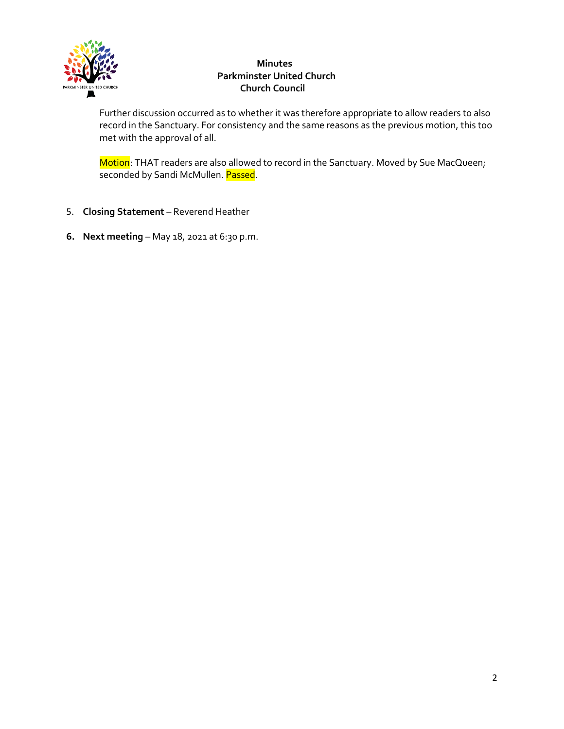**Minutes**
**Parkminster United Church**
**Church Council**

Further discussion occurred as to whether it was therefore appropriate to allow readers to also record in the Sanctuary. For consistency and the same reasons as the previous motion, this too met with the approval of all.

Motion: THAT readers are also allowed to record in the Sanctuary. Moved by Sue MacQueen; seconded by Sandi McMullen. Passed.

5. **Closing Statement** – Reverend Heather

6. **Next meeting** – May 18, 2021 at 6:30 p.m.